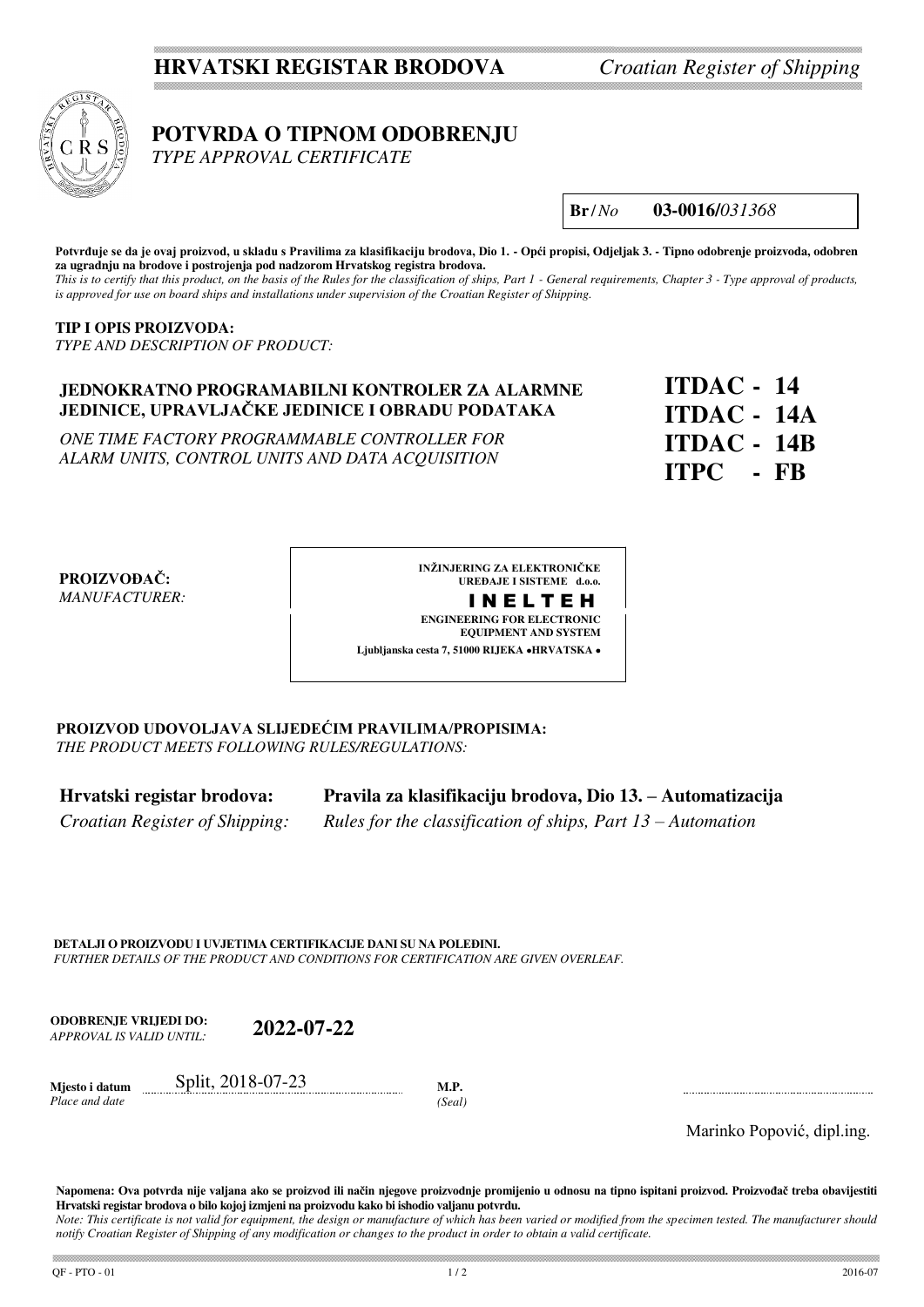**HRVATSKI REGISTAR BRODOVA** *Croatian Register of Shipping*

# POTVRDA O TIPNOM ODOBRENJU

*TYPE APPROVAL CERTIFICATE*

**Br** / *No* **03-0016/***031368*

**Potvrđuje se da je ovaj proizvod, u skladu s Pravilima za klasifikaciju brodova, Dio 1. - Opći propisi, Odjeljak 3. - Tipno odobrenje proizvoda, odobren za ugradnju na brodove i postrojenja pod nadzorom Hrvatskog registra brodova.**
*This is to certify that this product, on the basis of the Rules for the classification of ships, Part 1 - General requirements, Chapter 3 - Type approval of products, is approved for use on board ships and installations under supervision of the Croatian Register of Shipping.*

**TIP I OPIS PROIZVODA:**
*TYPE AND DESCRIPTION OF PRODUCT:*

**JEDNOKRATNO PROGRAMABILNI KONTROLER ZA ALARMNE JEDINICE, UPRAVLJAČKE JEDINICE I OBRADU PODATAKA**

*ONE TIME FACTORY PROGRAMMABLE CONTROLLER FOR ALARM UNITS, CONTROL UNITS AND DATA ACQUISITION*

**ITDAC - 14**
**ITDAC - 14A**
**ITDAC - 14B**
**ITPC - FB**

**PROIZVOĐAČ:**
*MANUFACTURER:*

**INŽINJERING ZA ELEKTRONIČKE UREĐAJE I SISTEME d.o.o.**
**I N E L T E H**
**ENGINEERING FOR ELECTRONIC EQUIPMENT AND SYSTEM**
**Ljubljanska cesta 7, 51000 RIJEKA • HRVATSKA •**

**PROIZVOD UDOVOLJAVA SLIJEDEĆIM PRAVILIMA/PROPISIMA:**
*THE PRODUCT MEETS FOLLOWING RULES/REGULATIONS:*

| | |
|---|---|
| **Hrvatski registar brodova:** | **Pravila za klasifikaciju brodova, Dio 13. – Automatizacija** |
| *Croatian Register of Shipping:* | *Rules for the classification of ships, Part 13 – Automation* |

**DETALJI O PROIZVODU I UVJETIMA CERTIFIKACIJE DANI SU NA POLEĐINI.**
*FURTHER DETAILS OF THE PRODUCT AND CONDITIONS FOR CERTIFICATION ARE GIVEN OVERLEAF.*

**ODOBRENJE VRIJEDI DO:** *APPROVAL IS VALID UNTIL:* **2022-07-22**

**Mjesto i datum** *Place and date*: Split, 2018-07-23

**M.P.** *(Seal)*

Marinko Popović, dipl.ing.

**Napomena: Ova potvrda nije valjana ako se proizvod ili način njegove proizvodnje promijenio u odnosu na tipno ispitani proizvod. Proizvođač treba obavijestiti Hrvatski registar brodova o bilo kojoj izmjeni na proizvodu kako bi ishodio valjanu potvrdu.**
*Note: This certificate is not valid for equipment, the design or manufacture of which has been varied or modified from the specimen tested. The manufacturer should notify Croatian Register of Shipping of any modification or changes to the product in order to obtain a valid certificate.*

QF - PTO - 01 2016-07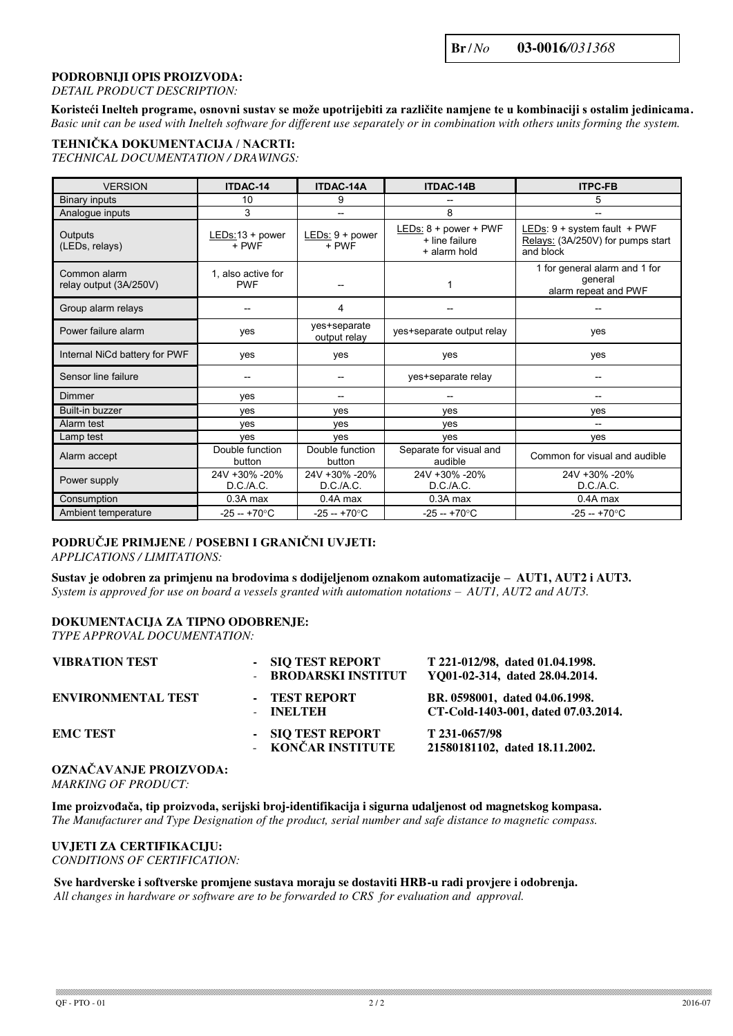**Br / *No*** **03-0016*/031368***

**PODROBNIJI OPIS PROIZVODA:**
*DETAIL PRODUCT DESCRIPTION:*

**Koristeći Inelteh programe, osnovni sustav se može upotrijebiti za različite namjene te u kombinaciji s ostalim jedinicama.**
*Basic unit can be used with Inelteh software for different use separately or in combination with others units forming the system.*

**TEHNIČKA DOKUMENTACIJA / NACRTI:**
*TECHNICAL DOCUMENTATION / DRAWINGS:*

| VERSION | ITDAC-14 | ITDAC-14A | ITDAC-14B | ITPC-FB |
|---|---|---|---|---|
| Binary inputs | 10 | 9 | -- | 5 |
| Analogue inputs | 3 | -- | 8 | -- |
| Outputs (LEDs, relays) | LEDs: 13 + power + PWF | LEDs: 9 + power + PWF | LEDs: 8 + power + PWF + line failure + alarm hold | LEDs: 9 + system fault + PWF Relays: (3A/250V) for pumps start and block |
| Common alarm relay output (3A/250V) | 1, also active for PWF | -- | 1 | 1 for general alarm and 1 for general alarm repeat and PWF |
| Group alarm relays | -- | 4 | -- | -- |
| Power failure alarm | yes | yes+separate output relay | yes+separate output relay | yes |
| Internal NiCd battery for PWF | yes | yes | yes | yes |
| Sensor line failure | -- | -- | yes+separate relay | -- |
| Dimmer | yes | -- | -- | -- |
| Built-in buzzer | yes | yes | yes | yes |
| Alarm test | yes | yes | yes | -- |
| Lamp test | yes | yes | yes | yes |
| Alarm accept | Double function button | Double function button | Separate for visual and audible | Common for visual and audible |
| Power supply | 24V +30% -20% D.C./A.C. | 24V +30% -20% D.C./A.C. | 24V +30% -20% D.C./A.C. | 24V +30% -20% D.C./A.C. |
| Consumption | 0.3A max | 0.4A max | 0.3A max | 0.4A max |
| Ambient temperature | -25 -- +70°C | -25 -- +70°C | -25 -- +70°C | -25 -- +70°C |

**PODRUČJE PRIMJENE / POSEBNI I GRANIČNI UVJETI:**
*APPLICATIONS / LIMITATIONS:*

**Sustav je odobren za primjenu na brodovima s dodijeljenom oznakom automatizacije – AUT1, AUT2 i AUT3.**
*System is approved for use on board a vessels granted with automation notations – AUT1, AUT2 and AUT3.*

**DOKUMENTACIJA ZA TIPNO ODOBRENJE:**
*TYPE APPROVAL DOCUMENTATION:*

| | | |
|---|---|---|
| **VIBRATION TEST** | - **SIQ TEST REPORT**<br>- **BRODARSKI INSTITUT** | **T 221-012/98, dated 01.04.1998.**<br>**YQ01-02-314, dated 28.04.2014.** |
| **ENVIRONMENTAL TEST** | - **TEST REPORT**<br>- **INELTEH** | **BR. 0598001, dated 04.06.1998.**<br>**CT-Cold-1403-001, dated 07.03.2014.** |
| **EMC TEST** | - **SIQ TEST REPORT**<br>- **KONČAR INSTITUTE** | **T 231-0657/98**<br>**21580181102, dated 18.11.2002.** |

**OZNAČAVANJE PROIZVODA:**
*MARKING OF PRODUCT:*

**Ime proizvođača, tip proizvoda, serijski broj-identifikacija i sigurna udaljenost od magnetskog kompasa.**
*The Manufacturer and Type Designation of the product, serial number and safe distance to magnetic compass.*

**UVJETI ZA CERTIFIKACIJU:**
*CONDITIONS OF CERTIFICATION:*

**Sve hardverske i softverske promjene sustava moraju se dostaviti HRB-u radi provjere i odobrenja.**
*All changes in hardware or software are to be forwarded to CRS for evaluation and approval.*